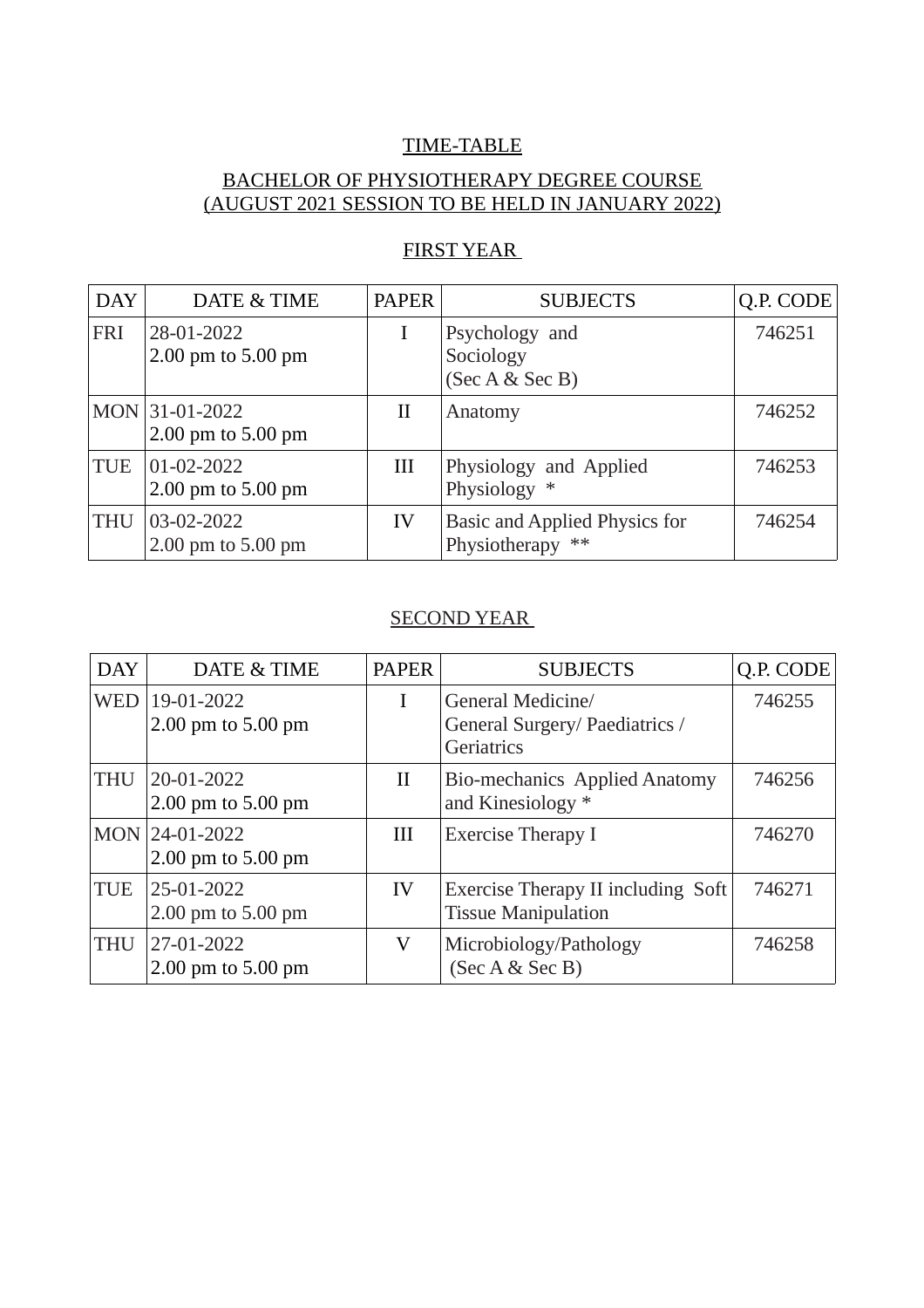# TIME-TABLE

## BACHELOR OF PHYSIOTHERAPY DEGREE COURSE
## (AUGUST 2021 SESSION TO BE HELD IN JANUARY 2022)

### FIRST YEAR

| DAY | DATE & TIME | PAPER | SUBJECTS | Q.P. CODE |
|---|---|---|---|---|
| FRI | 28-01-2022 2.00 pm to 5.00 pm | I | Psychology and Sociology (Sec A & Sec B) | 746251 |
| MON | 31-01-2022 2.00 pm to 5.00 pm | II | Anatomy | 746252 |
| TUE | 01-02-2022 2.00 pm to 5.00 pm | III | Physiology and Applied Physiology * | 746253 |
| THU | 03-02-2022 2.00 pm to 5.00 pm | IV | Basic and Applied Physics for Physiotherapy ** | 746254 |

### SECOND YEAR

| DAY | DATE & TIME | PAPER | SUBJECTS | Q.P. CODE |
|---|---|---|---|---|
| WED | 19-01-2022 2.00 pm to 5.00 pm | I | General Medicine/ General Surgery/ Paediatrics / Geriatrics | 746255 |
| THU | 20-01-2022 2.00 pm to 5.00 pm | II | Bio-mechanics Applied Anatomy and Kinesiology * | 746256 |
| MON | 24-01-2022 2.00 pm to 5.00 pm | III | Exercise Therapy I | 746270 |
| TUE | 25-01-2022 2.00 pm to 5.00 pm | IV | Exercise Therapy II including Soft Tissue Manipulation | 746271 |
| THU | 27-01-2022 2.00 pm to 5.00 pm | V | Microbiology/Pathology (Sec A & Sec B) | 746258 |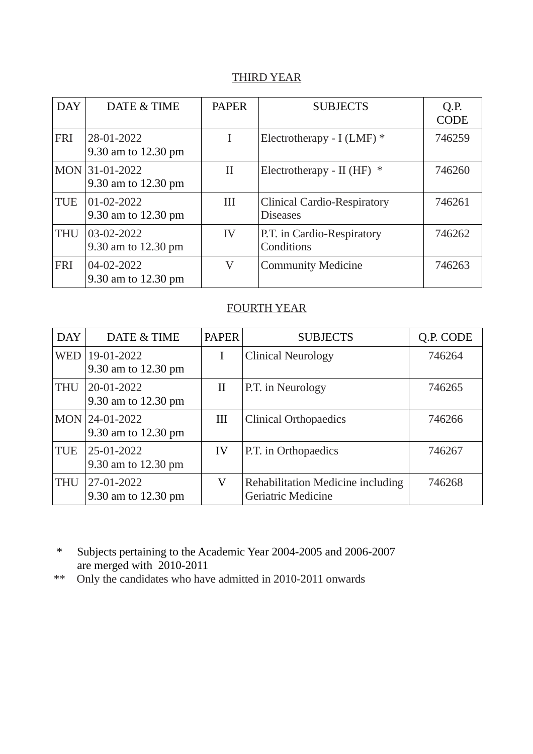## THIRD YEAR

| DAY | DATE & TIME | PAPER | SUBJECTS | Q.P. CODE |
|---|---|---|---|---|
| FRI | 28-01-2022 9.30 am to 12.30 pm | I | Electrotherapy - I (LMF) * | 746259 |
| MON | 31-01-2022 9.30 am to 12.30 pm | II | Electrotherapy - II (HF) * | 746260 |
| TUE | 01-02-2022 9.30 am to 12.30 pm | III | Clinical Cardio-Respiratory Diseases | 746261 |
| THU | 03-02-2022 9.30 am to 12.30 pm | IV | P.T. in Cardio-Respiratory Conditions | 746262 |
| FRI | 04-02-2022 9.30 am to 12.30 pm | V | Community Medicine | 746263 |

## FOURTH YEAR

| DAY | DATE & TIME | PAPER | SUBJECTS | Q.P. CODE |
|---|---|---|---|---|
| WED | 19-01-2022 9.30 am to 12.30 pm | I | Clinical Neurology | 746264 |
| THU | 20-01-2022 9.30 am to 12.30 pm | II | P.T. in Neurology | 746265 |
| MON | 24-01-2022 9.30 am to 12.30 pm | III | Clinical Orthopaedics | 746266 |
| TUE | 25-01-2022 9.30 am to 12.30 pm | IV | P.T. in Orthopaedics | 746267 |
| THU | 27-01-2022 9.30 am to 12.30 pm | V | Rehabilitation Medicine including Geriatric Medicine | 746268 |

\* Subjects pertaining to the Academic Year 2004-2005 and 2006-2007 are merged with 2010-2011

\*\* Only the candidates who have admitted in 2010-2011 onwards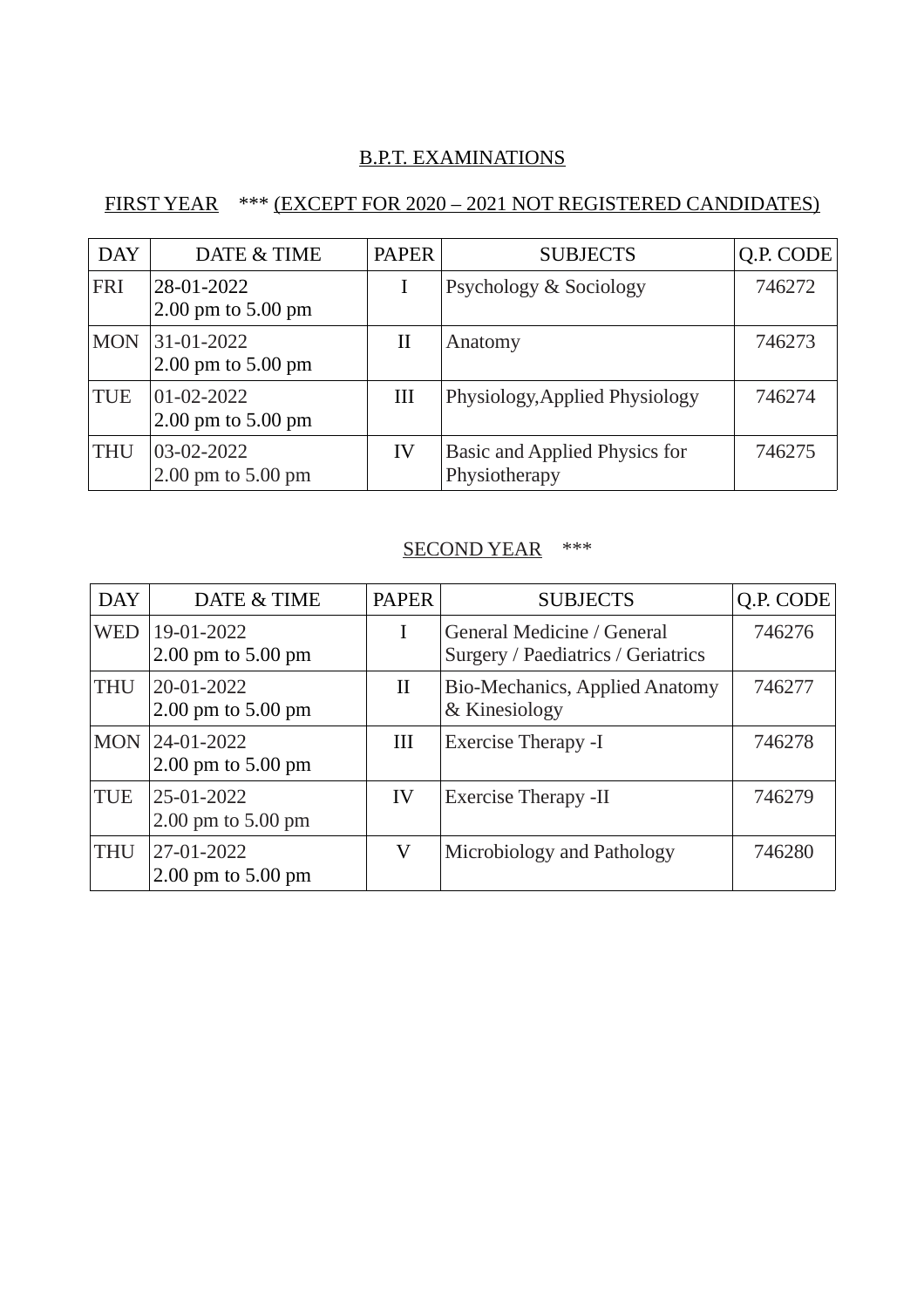## B.P.T. EXAMINATIONS

### FIRST YEAR *** (EXCEPT FOR 2020 – 2021 NOT REGISTERED CANDIDATES)

| DAY | DATE & TIME | PAPER | SUBJECTS | Q.P. CODE |
|---|---|---|---|---|
| FRI | 28-01-2022<br>2.00 pm to 5.00 pm | I | Psychology & Sociology | 746272 |
| MON | 31-01-2022<br>2.00 pm to 5.00 pm | II | Anatomy | 746273 |
| TUE | 01-02-2022<br>2.00 pm to 5.00 pm | III | Physiology,Applied Physiology | 746274 |
| THU | 03-02-2022<br>2.00 pm to 5.00 pm | IV | Basic and Applied Physics for Physiotherapy | 746275 |

### SECOND YEAR ***

| DAY | DATE & TIME | PAPER | SUBJECTS | Q.P. CODE |
|---|---|---|---|---|
| WED | 19-01-2022<br>2.00 pm to 5.00 pm | I | General Medicine / General Surgery / Paediatrics / Geriatrics | 746276 |
| THU | 20-01-2022<br>2.00 pm to 5.00 pm | II | Bio-Mechanics, Applied Anatomy & Kinesiology | 746277 |
| MON | 24-01-2022<br>2.00 pm to 5.00 pm | III | Exercise Therapy -I | 746278 |
| TUE | 25-01-2022<br>2.00 pm to 5.00 pm | IV | Exercise Therapy -II | 746279 |
| THU | 27-01-2022<br>2.00 pm to 5.00 pm | V | Microbiology and Pathology | 746280 |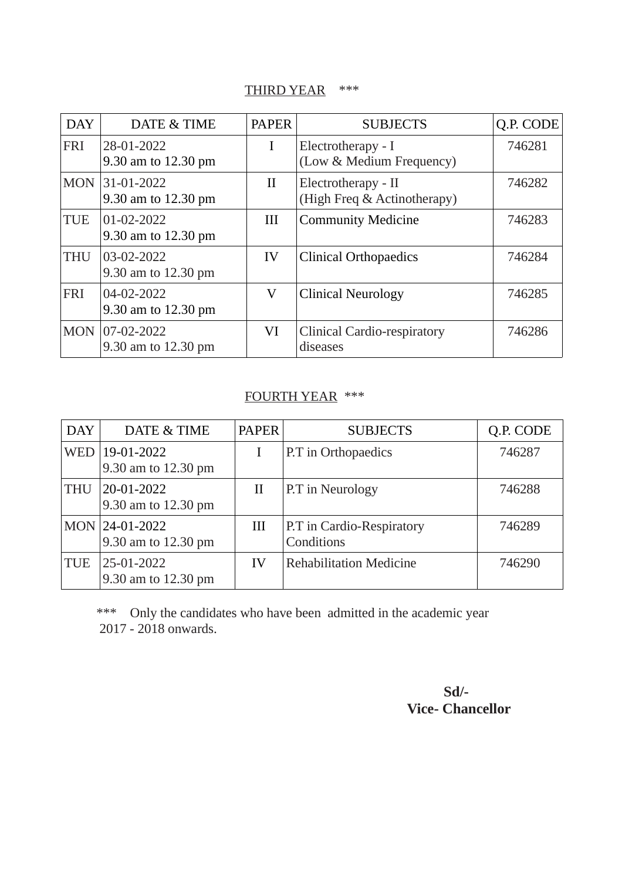## THIRD YEAR ***

| DAY | DATE & TIME | PAPER | SUBJECTS | Q.P. CODE |
|---|---|---|---|---|
| FRI | 28-01-2022 9.30 am to 12.30 pm | I | Electrotherapy - I (Low & Medium Frequency) | 746281 |
| MON | 31-01-2022 9.30 am to 12.30 pm | II | Electrotherapy - II (High Freq & Actinotherapy) | 746282 |
| TUE | 01-02-2022 9.30 am to 12.30 pm | III | Community Medicine | 746283 |
| THU | 03-02-2022 9.30 am to 12.30 pm | IV | Clinical Orthopaedics | 746284 |
| FRI | 04-02-2022 9.30 am to 12.30 pm | V | Clinical Neurology | 746285 |
| MON | 07-02-2022 9.30 am to 12.30 pm | VI | Clinical Cardio-respiratory diseases | 746286 |

## FOURTH YEAR ***

| DAY | DATE & TIME | PAPER | SUBJECTS | Q.P. CODE |
|---|---|---|---|---|
| WED | 19-01-2022 9.30 am to 12.30 pm | I | P.T in Orthopaedics | 746287 |
| THU | 20-01-2022 9.30 am to 12.30 pm | II | P.T in Neurology | 746288 |
| MON | 24-01-2022 9.30 am to 12.30 pm | III | P.T in Cardio-Respiratory Conditions | 746289 |
| TUE | 25-01-2022 9.30 am to 12.30 pm | IV | Rehabilitation Medicine | 746290 |

*** Only the candidates who have been admitted in the academic year 2017 - 2018 onwards.

**Sd/-**
**Vice- Chancellor**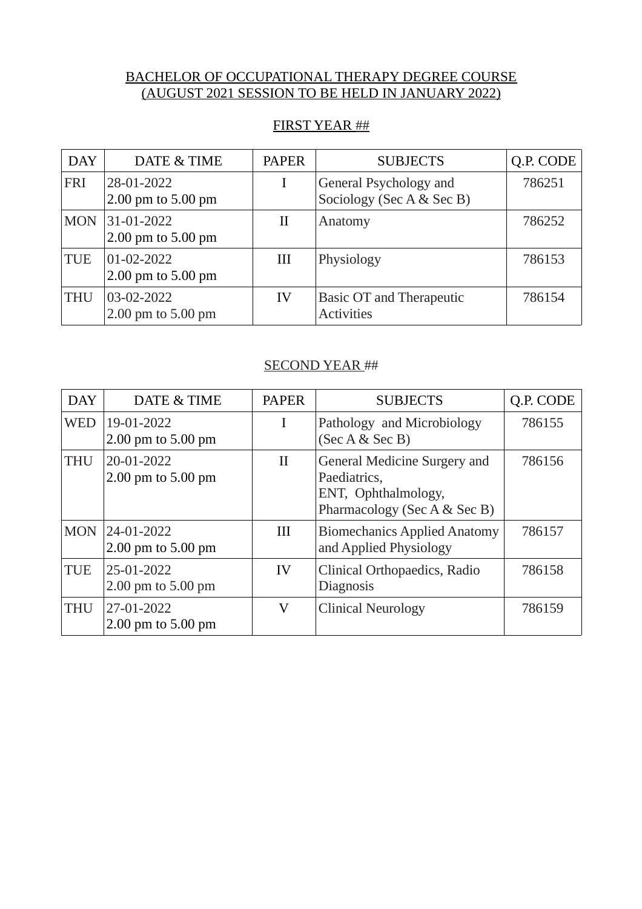BACHELOR OF OCCUPATIONAL THERAPY DEGREE COURSE
(AUGUST 2021 SESSION TO BE HELD IN JANUARY 2022)

FIRST YEAR ##

| DAY | DATE & TIME | PAPER | SUBJECTS | Q.P. CODE |
|---|---|---|---|---|
| FRI | 28-01-2022<br>2.00 pm to 5.00 pm | I | General Psychology and Sociology (Sec A & Sec B) | 786251 |
| MON | 31-01-2022<br>2.00 pm to 5.00 pm | II | Anatomy | 786252 |
| TUE | 01-02-2022<br>2.00 pm to 5.00 pm | III | Physiology | 786153 |
| THU | 03-02-2022<br>2.00 pm to 5.00 pm | IV | Basic OT and Therapeutic Activities | 786154 |

SECOND YEAR ##

| DAY | DATE & TIME | PAPER | SUBJECTS | Q.P. CODE |
|---|---|---|---|---|
| WED | 19-01-2022<br>2.00 pm to 5.00 pm | I | Pathology and Microbiology (Sec A & Sec B) | 786155 |
| THU | 20-01-2022<br>2.00 pm to 5.00 pm | II | General Medicine Surgery and Paediatrics,<br>ENT, Ophthalmology, Pharmacology (Sec A & Sec B) | 786156 |
| MON | 24-01-2022<br>2.00 pm to 5.00 pm | III | Biomechanics Applied Anatomy and Applied Physiology | 786157 |
| TUE | 25-01-2022<br>2.00 pm to 5.00 pm | IV | Clinical Orthopaedics, Radio Diagnosis | 786158 |
| THU | 27-01-2022<br>2.00 pm to 5.00 pm | V | Clinical Neurology | 786159 |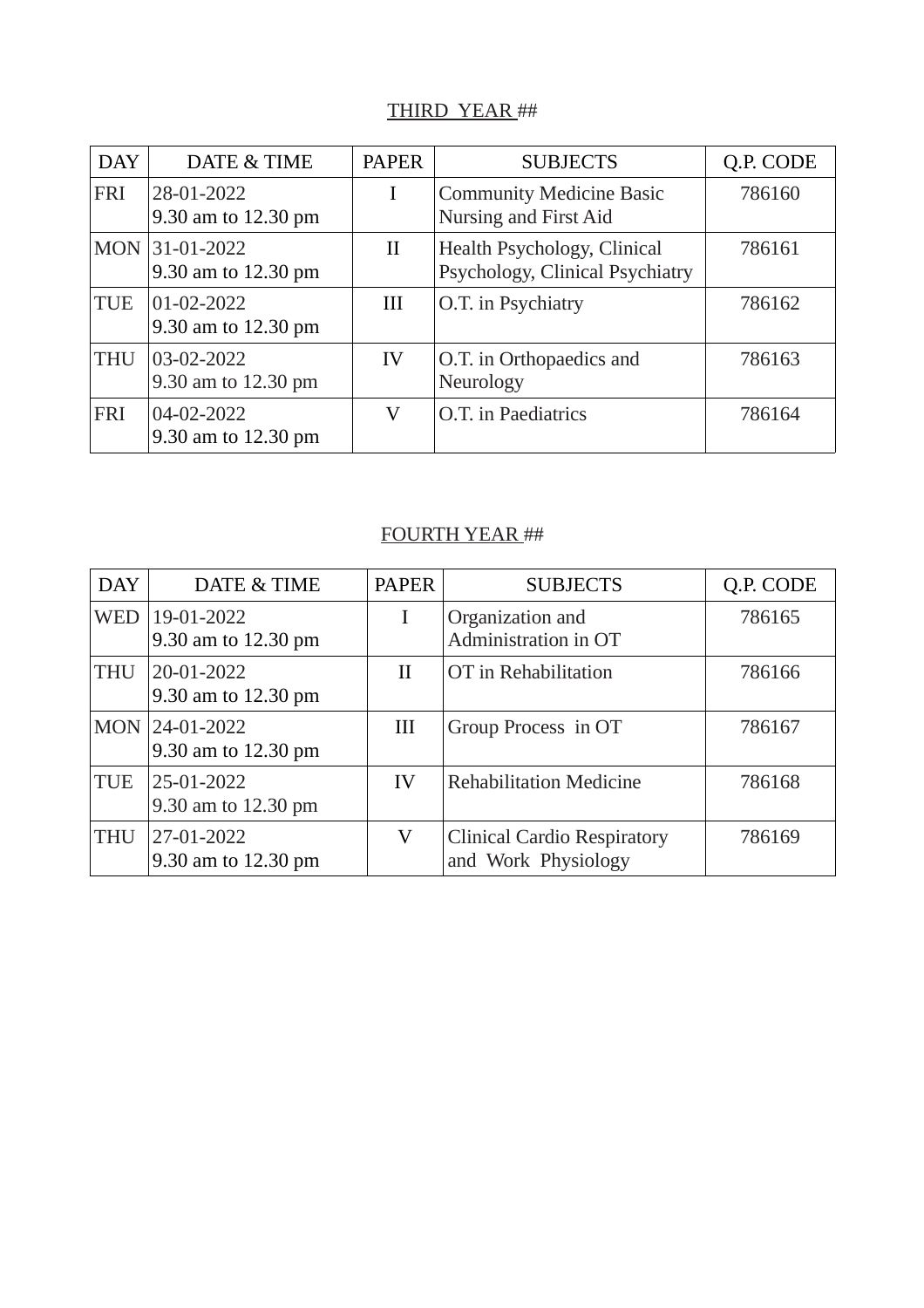THIRD YEAR ##

| DAY | DATE & TIME | PAPER | SUBJECTS | Q.P. CODE |
|---|---|---|---|---|
| FRI | 28-01-2022 9.30 am to 12.30 pm | I | Community Medicine Basic Nursing and First Aid | 786160 |
| MON | 31-01-2022 9.30 am to 12.30 pm | II | Health Psychology, Clinical Psychology, Clinical Psychiatry | 786161 |
| TUE | 01-02-2022 9.30 am to 12.30 pm | III | O.T. in Psychiatry | 786162 |
| THU | 03-02-2022 9.30 am to 12.30 pm | IV | O.T. in Orthopaedics and Neurology | 786163 |
| FRI | 04-02-2022 9.30 am to 12.30 pm | V | O.T. in Paediatrics | 786164 |

FOURTH YEAR ##

| DAY | DATE & TIME | PAPER | SUBJECTS | Q.P. CODE |
|---|---|---|---|---|
| WED | 19-01-2022 9.30 am to 12.30 pm | I | Organization and Administration in OT | 786165 |
| THU | 20-01-2022 9.30 am to 12.30 pm | II | OT in Rehabilitation | 786166 |
| MON | 24-01-2022 9.30 am to 12.30 pm | III | Group Process in OT | 786167 |
| TUE | 25-01-2022 9.30 am to 12.30 pm | IV | Rehabilitation Medicine | 786168 |
| THU | 27-01-2022 9.30 am to 12.30 pm | V | Clinical Cardio Respiratory and Work Physiology | 786169 |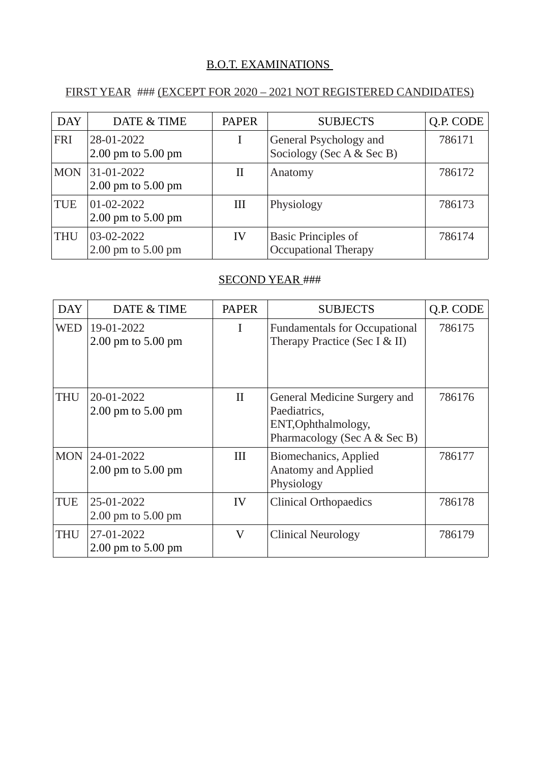## B.O.T. EXAMINATIONS

### FIRST YEAR ### (EXCEPT FOR 2020 – 2021 NOT REGISTERED CANDIDATES)

| DAY | DATE & TIME | PAPER | SUBJECTS | Q.P. CODE |
|---|---|---|---|---|
| FRI | 28-01-2022<br>2.00 pm to 5.00 pm | I | General Psychology and Sociology (Sec A & Sec B) | 786171 |
| MON | 31-01-2022<br>2.00 pm to 5.00 pm | II | Anatomy | 786172 |
| TUE | 01-02-2022<br>2.00 pm to 5.00 pm | III | Physiology | 786173 |
| THU | 03-02-2022<br>2.00 pm to 5.00 pm | IV | Basic Principles of Occupational Therapy | 786174 |

### SECOND YEAR ###

| DAY | DATE & TIME | PAPER | SUBJECTS | Q.P. CODE |
|---|---|---|---|---|
| WED | 19-01-2022<br>2.00 pm to 5.00 pm | I | Fundamentals for Occupational Therapy Practice (Sec I & II) | 786175 |
| THU | 20-01-2022<br>2.00 pm to 5.00 pm | II | General Medicine Surgery and Paediatrics, ENT,Ophthalmology, Pharmacology (Sec A & Sec B) | 786176 |
| MON | 24-01-2022<br>2.00 pm to 5.00 pm | III | Biomechanics, Applied Anatomy and Applied Physiology | 786177 |
| TUE | 25-01-2022<br>2.00 pm to 5.00 pm | IV | Clinical Orthopaedics | 786178 |
| THU | 27-01-2022<br>2.00 pm to 5.00 pm | V | Clinical Neurology | 786179 |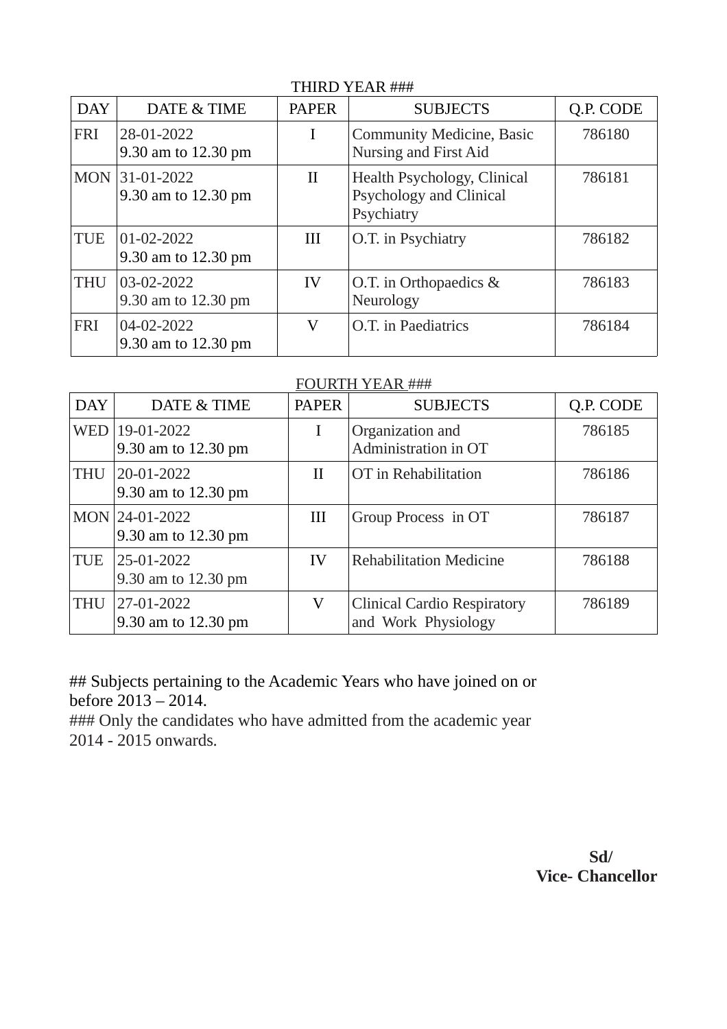THIRD YEAR ###

| DAY | DATE & TIME | PAPER | SUBJECTS | Q.P. CODE |
|---|---|---|---|---|
| FRI | 28-01-2022<br>9.30 am to 12.30 pm | I | Community Medicine, Basic Nursing and First Aid | 786180 |
| MON | 31-01-2022<br>9.30 am to 12.30 pm | II | Health Psychology, Clinical Psychology and Clinical Psychiatry | 786181 |
| TUE | 01-02-2022<br>9.30 am to 12.30 pm | III | O.T. in Psychiatry | 786182 |
| THU | 03-02-2022<br>9.30 am to 12.30 pm | IV | O.T. in Orthopaedics & Neurology | 786183 |
| FRI | 04-02-2022<br>9.30 am to 12.30 pm | V | O.T. in Paediatrics | 786184 |

FOURTH YEAR ###

| DAY | DATE & TIME | PAPER | SUBJECTS | Q.P. CODE |
|---|---|---|---|---|
| WED | 19-01-2022<br>9.30 am to 12.30 pm | I | Organization and Administration in OT | 786185 |
| THU | 20-01-2022<br>9.30 am to 12.30 pm | II | OT in Rehabilitation | 786186 |
| MON | 24-01-2022<br>9.30 am to 12.30 pm | III | Group Process in OT | 786187 |
| TUE | 25-01-2022<br>9.30 am to 12.30 pm | IV | Rehabilitation Medicine | 786188 |
| THU | 27-01-2022<br>9.30 am to 12.30 pm | V | Clinical Cardio Respiratory and Work Physiology | 786189 |

## Subjects pertaining to the Academic Years who have joined on or before 2013 – 2014.

### Only the candidates who have admitted from the academic year 2014 - 2015 onwards.

**Sd/**
**Vice- Chancellor**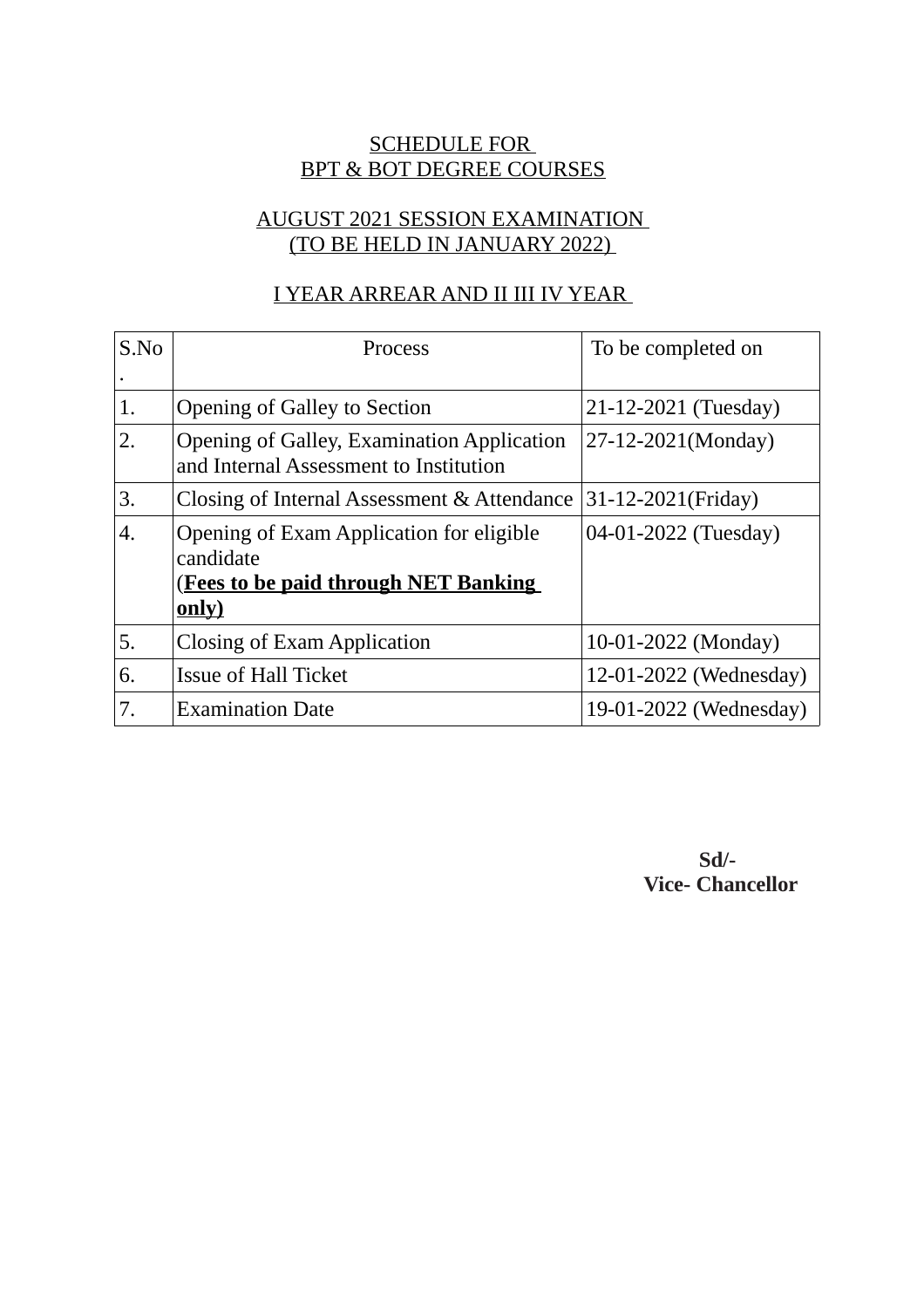SCHEDULE FOR
BPT & BOT DEGREE COURSES

AUGUST 2021 SESSION EXAMINATION
(TO BE HELD IN JANUARY 2022)

I YEAR ARREAR AND II III IV YEAR

| S.No. | Process | To be completed on |
|---|---|---|
| 1. | Opening of Galley to Section | 21-12-2021 (Tuesday) |
| 2. | Opening of Galley, Examination Application and Internal Assessment to Institution | 27-12-2021(Monday) |
| 3. | Closing of Internal Assessment & Attendance | 31-12-2021(Friday) |
| 4. | Opening of Exam Application for eligible candidate (**Fees to be paid through NET Banking only)** | 04-01-2022 (Tuesday) |
| 5. | Closing of Exam Application | 10-01-2022 (Monday) |
| 6. | Issue of Hall Ticket | 12-01-2022 (Wednesday) |
| 7. | Examination Date | 19-01-2022 (Wednesday) |

**Sd/-**
**Vice- Chancellor**